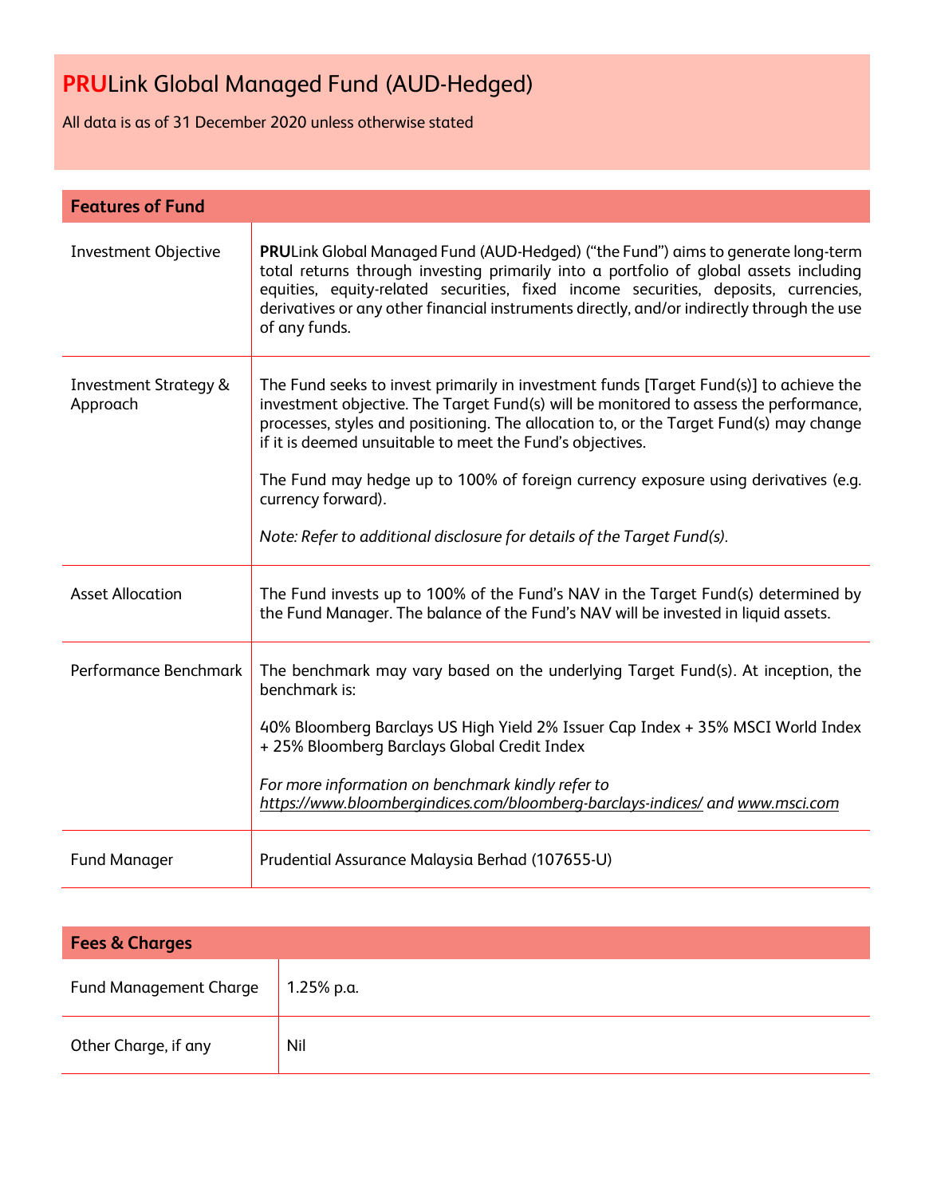# **PRU**Link Global Managed Fund (AUD-Hedged)

All data is as of 31 December 2020 unless otherwise stated

## Features of Fund

| | |
|---|---|
| Investment Objective | **PRU**Link Global Managed Fund (AUD-Hedged) ("the Fund") aims to generate long-term total returns through investing primarily into a portfolio of global assets including equities, equity-related securities, fixed income securities, deposits, currencies, derivatives or any other financial instruments directly, and/or indirectly through the use of any funds. |
| Investment Strategy & Approach | The Fund seeks to invest primarily in investment funds [Target Fund(s)] to achieve the investment objective. The Target Fund(s) will be monitored to assess the performance, processes, styles and positioning. The allocation to, or the Target Fund(s) may change if it is deemed unsuitable to meet the Fund's objectives.<br><br>The Fund may hedge up to 100% of foreign currency exposure using derivatives (e.g. currency forward).<br><br>*Note: Refer to additional disclosure for details of the Target Fund(s).* |
| Asset Allocation | The Fund invests up to 100% of the Fund's NAV in the Target Fund(s) determined by the Fund Manager. The balance of the Fund's NAV will be invested in liquid assets. |
| Performance Benchmark | The benchmark may vary based on the underlying Target Fund(s). At inception, the benchmark is:<br><br>40% Bloomberg Barclays US High Yield 2% Issuer Cap Index + 35% MSCI World Index + 25% Bloomberg Barclays Global Credit Index<br><br>*For more information on benchmark kindly refer to https://www.bloombergindices.com/bloomberg-barclays-indices/ and www.msci.com* |
| Fund Manager | Prudential Assurance Malaysia Berhad (107655-U) |

## Fees & Charges

| | |
|---|---|
| Fund Management Charge | 1.25% p.a. |
| Other Charge, if any | Nil |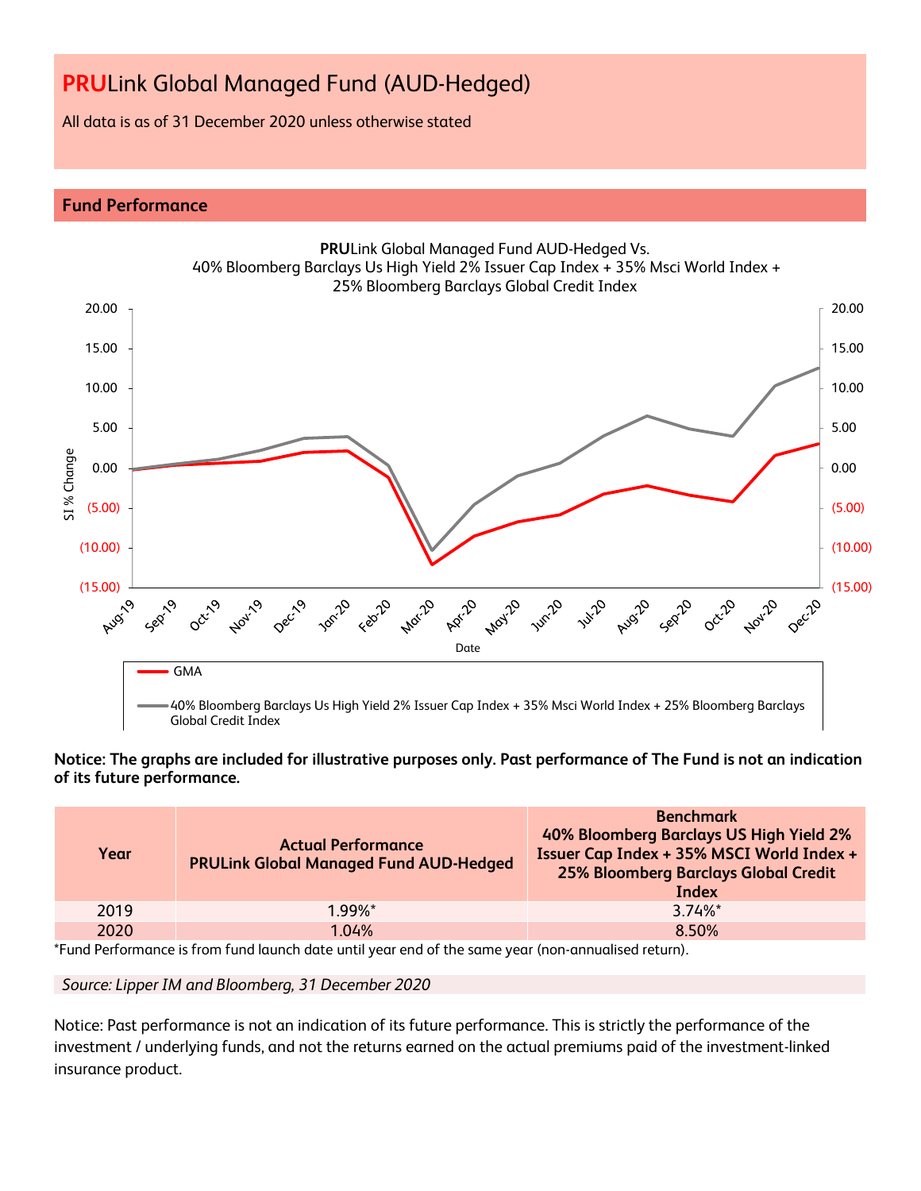# **PRU**Link Global Managed Fund (AUD-Hedged)

All data is as of 31 December 2020 unless otherwise stated

## Fund Performance

**PRU**Link Global Managed Fund AUD-Hedged Vs.
40% Bloomberg Barclays Us High Yield 2% Issuer Cap Index + 35% Msci World Index + 25% Bloomberg Barclays Global Credit Index

**Notice: The graphs are included for illustrative purposes only. Past performance of The Fund is not an indication of its future performance.**

| Year | Actual Performance<br>PRULink Global Managed Fund AUD-Hedged | Benchmark<br>40% Bloomberg Barclays US High Yield 2% Issuer Cap Index + 35% MSCI World Index + 25% Bloomberg Barclays Global Credit Index |
|---|---|---|
| 2019 | 1.99%* | 3.74%* |
| 2020 | 1.04% | 8.50% |

*Fund Performance is from fund launch date until year end of the same year (non-annualised return).

*Source: Lipper IM and Bloomberg, 31 December 2020*

Notice: Past performance is not an indication of its future performance. This is strictly the performance of the investment / underlying funds, and not the returns earned on the actual premiums paid of the investment-linked insurance product.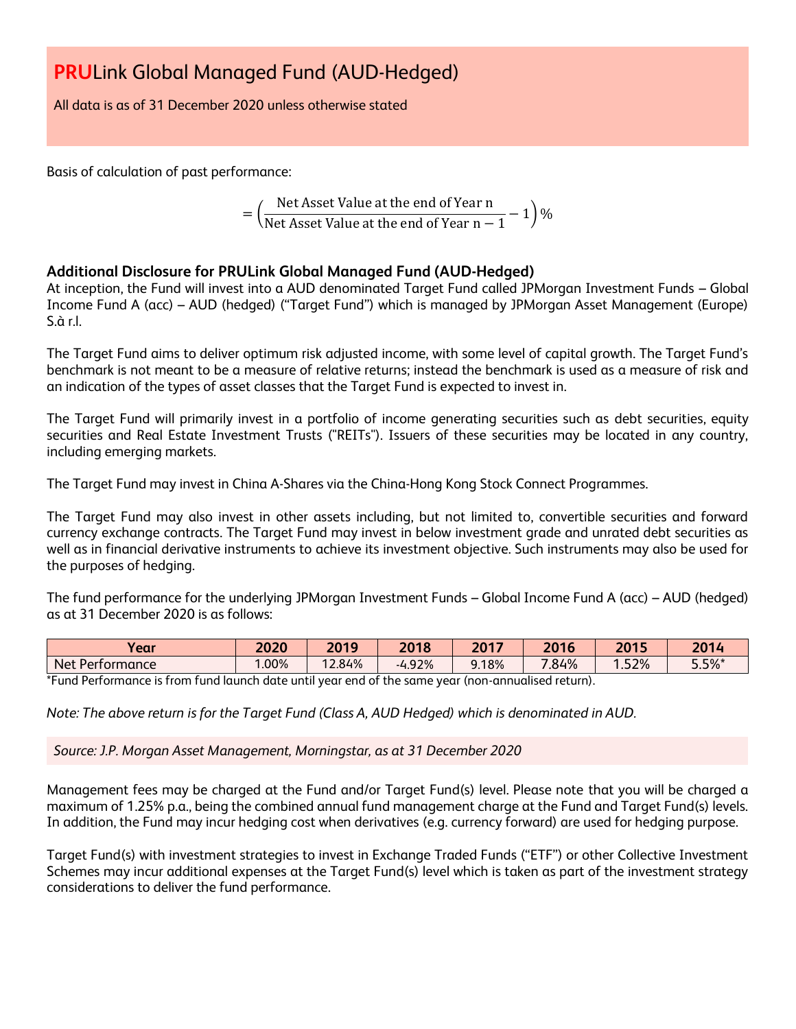# **PRU**Link Global Managed Fund (AUD-Hedged)

All data is as of 31 December 2020 unless otherwise stated

Basis of calculation of past performance:

$$= \left(\frac{\text{Net Asset Value at the end of Year n}}{\text{Net Asset Value at the end of Year n} - 1} - 1\right)\%$$

### Additional Disclosure for PRULink Global Managed Fund (AUD-Hedged)

At inception, the Fund will invest into a AUD denominated Target Fund called JPMorgan Investment Funds – Global Income Fund A (acc) – AUD (hedged) ("Target Fund") which is managed by JPMorgan Asset Management (Europe) S.à r.l.

The Target Fund aims to deliver optimum risk adjusted income, with some level of capital growth. The Target Fund's benchmark is not meant to be a measure of relative returns; instead the benchmark is used as a measure of risk and an indication of the types of asset classes that the Target Fund is expected to invest in.

The Target Fund will primarily invest in a portfolio of income generating securities such as debt securities, equity securities and Real Estate Investment Trusts ("REITs"). Issuers of these securities may be located in any country, including emerging markets.

The Target Fund may invest in China A-Shares via the China-Hong Kong Stock Connect Programmes.

The Target Fund may also invest in other assets including, but not limited to, convertible securities and forward currency exchange contracts. The Target Fund may invest in below investment grade and unrated debt securities as well as in financial derivative instruments to achieve its investment objective. Such instruments may also be used for the purposes of hedging.

The fund performance for the underlying JPMorgan Investment Funds – Global Income Fund A (acc) – AUD (hedged) as at 31 December 2020 is as follows:

| Year | 2020 | 2019 | 2018 | 2017 | 2016 | 2015 | 2014 |
|---|---|---|---|---|---|---|---|
| Net Performance | 1.00% | 12.84% | -4.92% | 9.18% | 7.84% | 1.52% | 5.5%* |

*Fund Performance is from fund launch date until year end of the same year (non-annualised return).

*Note: The above return is for the Target Fund (Class A, AUD Hedged) which is denominated in AUD.*

*Source: J.P. Morgan Asset Management, Morningstar, as at 31 December 2020*

Management fees may be charged at the Fund and/or Target Fund(s) level. Please note that you will be charged a maximum of 1.25% p.a., being the combined annual fund management charge at the Fund and Target Fund(s) levels. In addition, the Fund may incur hedging cost when derivatives (e.g. currency forward) are used for hedging purpose.

Target Fund(s) with investment strategies to invest in Exchange Traded Funds ("ETF") or other Collective Investment Schemes may incur additional expenses at the Target Fund(s) level which is taken as part of the investment strategy considerations to deliver the fund performance.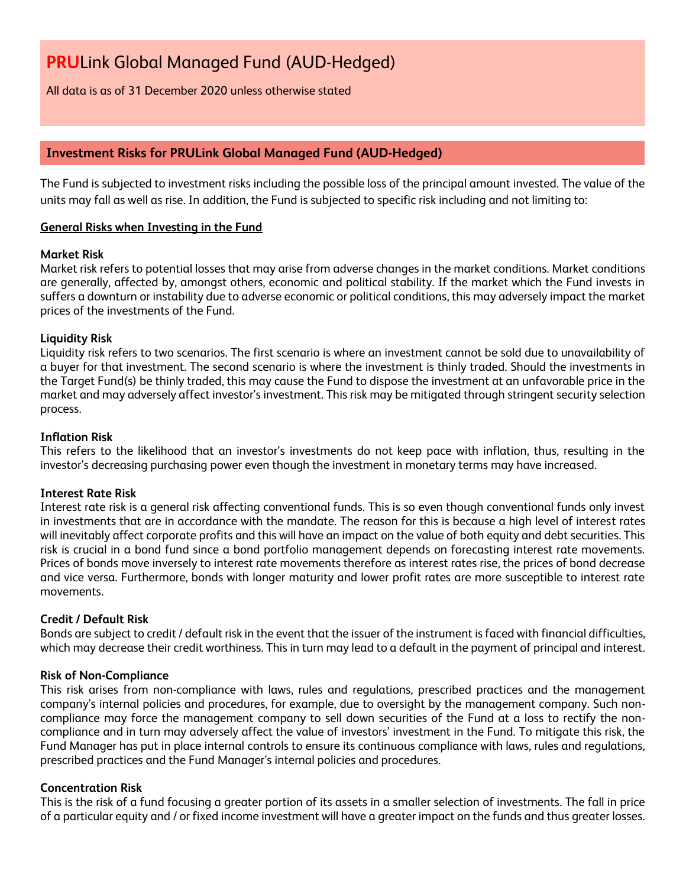# PRULink Global Managed Fund (AUD-Hedged)

All data is as of 31 December 2020 unless otherwise stated

## Investment Risks for PRULink Global Managed Fund (AUD-Hedged)

The Fund is subjected to investment risks including the possible loss of the principal amount invested. The value of the units may fall as well as rise. In addition, the Fund is subjected to specific risk including and not limiting to:

### General Risks when Investing in the Fund

**Market Risk**
Market risk refers to potential losses that may arise from adverse changes in the market conditions. Market conditions are generally, affected by, amongst others, economic and political stability. If the market which the Fund invests in suffers a downturn or instability due to adverse economic or political conditions, this may adversely impact the market prices of the investments of the Fund.

**Liquidity Risk**
Liquidity risk refers to two scenarios. The first scenario is where an investment cannot be sold due to unavailability of a buyer for that investment. The second scenario is where the investment is thinly traded. Should the investments in the Target Fund(s) be thinly traded, this may cause the Fund to dispose the investment at an unfavorable price in the market and may adversely affect investor's investment. This risk may be mitigated through stringent security selection process.

**Inflation Risk**
This refers to the likelihood that an investor's investments do not keep pace with inflation, thus, resulting in the investor's decreasing purchasing power even though the investment in monetary terms may have increased.

**Interest Rate Risk**
Interest rate risk is a general risk affecting conventional funds. This is so even though conventional funds only invest in investments that are in accordance with the mandate. The reason for this is because a high level of interest rates will inevitably affect corporate profits and this will have an impact on the value of both equity and debt securities. This risk is crucial in a bond fund since a bond portfolio management depends on forecasting interest rate movements. Prices of bonds move inversely to interest rate movements therefore as interest rates rise, the prices of bond decrease and vice versa. Furthermore, bonds with longer maturity and lower profit rates are more susceptible to interest rate movements.

**Credit / Default Risk**
Bonds are subject to credit / default risk in the event that the issuer of the instrument is faced with financial difficulties, which may decrease their credit worthiness. This in turn may lead to a default in the payment of principal and interest.

**Risk of Non-Compliance**
This risk arises from non-compliance with laws, rules and regulations, prescribed practices and the management company's internal policies and procedures, for example, due to oversight by the management company. Such non-compliance may force the management company to sell down securities of the Fund at a loss to rectify the non-compliance and in turn may adversely affect the value of investors' investment in the Fund. To mitigate this risk, the Fund Manager has put in place internal controls to ensure its continuous compliance with laws, rules and regulations, prescribed practices and the Fund Manager's internal policies and procedures.

**Concentration Risk**
This is the risk of a fund focusing a greater portion of its assets in a smaller selection of investments. The fall in price of a particular equity and / or fixed income investment will have a greater impact on the funds and thus greater losses.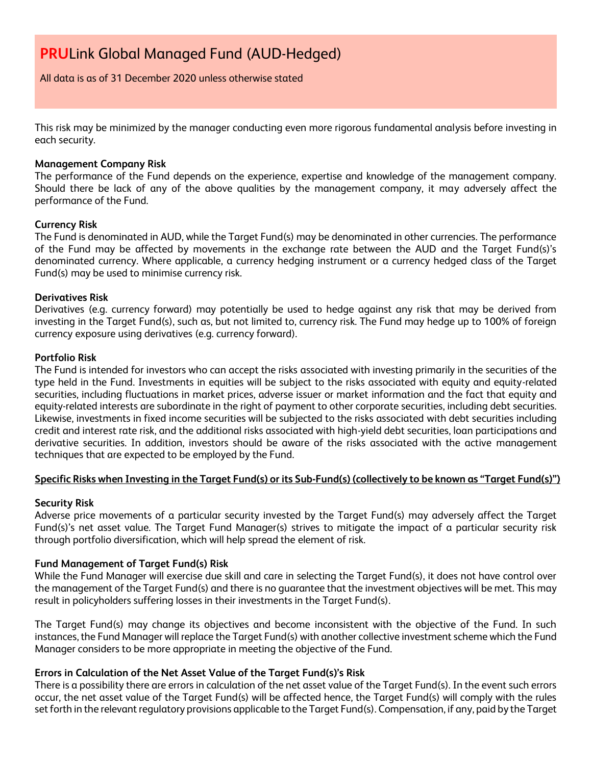This risk may be minimized by the manager conducting even more rigorous fundamental analysis before investing in each security.

**Management Company Risk**
The performance of the Fund depends on the experience, expertise and knowledge of the management company. Should there be lack of any of the above qualities by the management company, it may adversely affect the performance of the Fund.

**Currency Risk**
The Fund is denominated in AUD, while the Target Fund(s) may be denominated in other currencies. The performance of the Fund may be affected by movements in the exchange rate between the AUD and the Target Fund(s)'s denominated currency. Where applicable, a currency hedging instrument or a currency hedged class of the Target Fund(s) may be used to minimise currency risk.

**Derivatives Risk**
Derivatives (e.g. currency forward) may potentially be used to hedge against any risk that may be derived from investing in the Target Fund(s), such as, but not limited to, currency risk. The Fund may hedge up to 100% of foreign currency exposure using derivatives (e.g. currency forward).

**Portfolio Risk**
The Fund is intended for investors who can accept the risks associated with investing primarily in the securities of the type held in the Fund. Investments in equities will be subject to the risks associated with equity and equity-related securities, including fluctuations in market prices, adverse issuer or market information and the fact that equity and equity-related interests are subordinate in the right of payment to other corporate securities, including debt securities. Likewise, investments in fixed income securities will be subjected to the risks associated with debt securities including credit and interest rate risk, and the additional risks associated with high-yield debt securities, loan participations and derivative securities. In addition, investors should be aware of the risks associated with the active management techniques that are expected to be employed by the Fund.

**Specific Risks when Investing in the Target Fund(s) or its Sub-Fund(s) (collectively to be known as "Target Fund(s)")**

**Security Risk**
Adverse price movements of a particular security invested by the Target Fund(s) may adversely affect the Target Fund(s)'s net asset value. The Target Fund Manager(s) strives to mitigate the impact of a particular security risk through portfolio diversification, which will help spread the element of risk.

**Fund Management of Target Fund(s) Risk**
While the Fund Manager will exercise due skill and care in selecting the Target Fund(s), it does not have control over the management of the Target Fund(s) and there is no guarantee that the investment objectives will be met. This may result in policyholders suffering losses in their investments in the Target Fund(s).

The Target Fund(s) may change its objectives and become inconsistent with the objective of the Fund. In such instances, the Fund Manager will replace the Target Fund(s) with another collective investment scheme which the Fund Manager considers to be more appropriate in meeting the objective of the Fund.

**Errors in Calculation of the Net Asset Value of the Target Fund(s)'s Risk**
There is a possibility there are errors in calculation of the net asset value of the Target Fund(s). In the event such errors occur, the net asset value of the Target Fund(s) will be affected hence, the Target Fund(s) will comply with the rules set forth in the relevant regulatory provisions applicable to the Target Fund(s). Compensation, if any, paid by the Target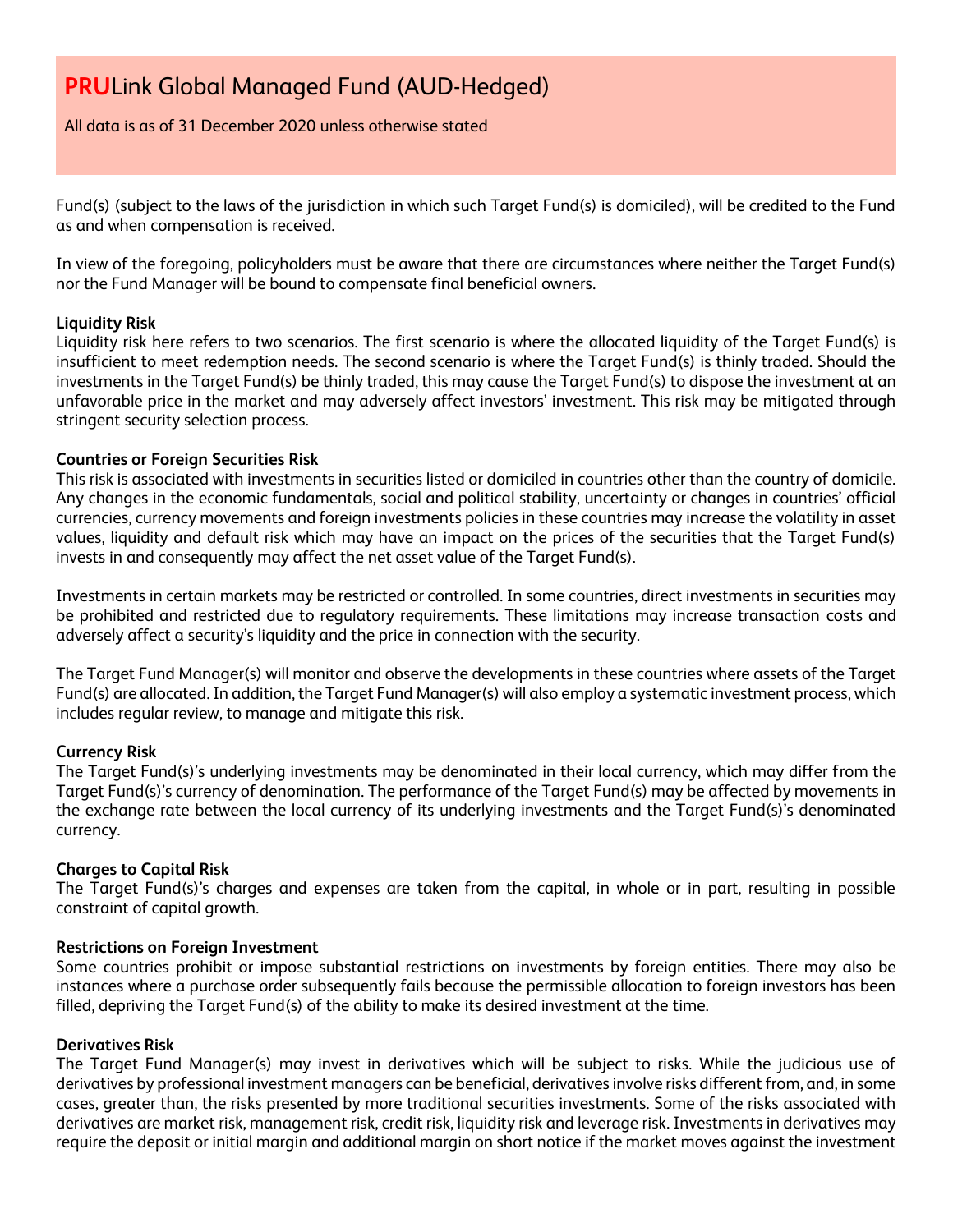Fund(s) (subject to the laws of the jurisdiction in which such Target Fund(s) is domiciled), will be credited to the Fund as and when compensation is received.

In view of the foregoing, policyholders must be aware that there are circumstances where neither the Target Fund(s) nor the Fund Manager will be bound to compensate final beneficial owners.

**Liquidity Risk**
Liquidity risk here refers to two scenarios. The first scenario is where the allocated liquidity of the Target Fund(s) is insufficient to meet redemption needs. The second scenario is where the Target Fund(s) is thinly traded. Should the investments in the Target Fund(s) be thinly traded, this may cause the Target Fund(s) to dispose the investment at an unfavorable price in the market and may adversely affect investors' investment. This risk may be mitigated through stringent security selection process.

**Countries or Foreign Securities Risk**
This risk is associated with investments in securities listed or domiciled in countries other than the country of domicile. Any changes in the economic fundamentals, social and political stability, uncertainty or changes in countries' official currencies, currency movements and foreign investments policies in these countries may increase the volatility in asset values, liquidity and default risk which may have an impact on the prices of the securities that the Target Fund(s) invests in and consequently may affect the net asset value of the Target Fund(s).

Investments in certain markets may be restricted or controlled. In some countries, direct investments in securities may be prohibited and restricted due to regulatory requirements. These limitations may increase transaction costs and adversely affect a security's liquidity and the price in connection with the security.

The Target Fund Manager(s) will monitor and observe the developments in these countries where assets of the Target Fund(s) are allocated. In addition, the Target Fund Manager(s) will also employ a systematic investment process, which includes regular review, to manage and mitigate this risk.

**Currency Risk**
The Target Fund(s)'s underlying investments may be denominated in their local currency, which may differ from the Target Fund(s)'s currency of denomination. The performance of the Target Fund(s) may be affected by movements in the exchange rate between the local currency of its underlying investments and the Target Fund(s)'s denominated currency.

**Charges to Capital Risk**
The Target Fund(s)'s charges and expenses are taken from the capital, in whole or in part, resulting in possible constraint of capital growth.

**Restrictions on Foreign Investment**
Some countries prohibit or impose substantial restrictions on investments by foreign entities. There may also be instances where a purchase order subsequently fails because the permissible allocation to foreign investors has been filled, depriving the Target Fund(s) of the ability to make its desired investment at the time.

**Derivatives Risk**
The Target Fund Manager(s) may invest in derivatives which will be subject to risks. While the judicious use of derivatives by professional investment managers can be beneficial, derivatives involve risks different from, and, in some cases, greater than, the risks presented by more traditional securities investments. Some of the risks associated with derivatives are market risk, management risk, credit risk, liquidity risk and leverage risk. Investments in derivatives may require the deposit or initial margin and additional margin on short notice if the market moves against the investment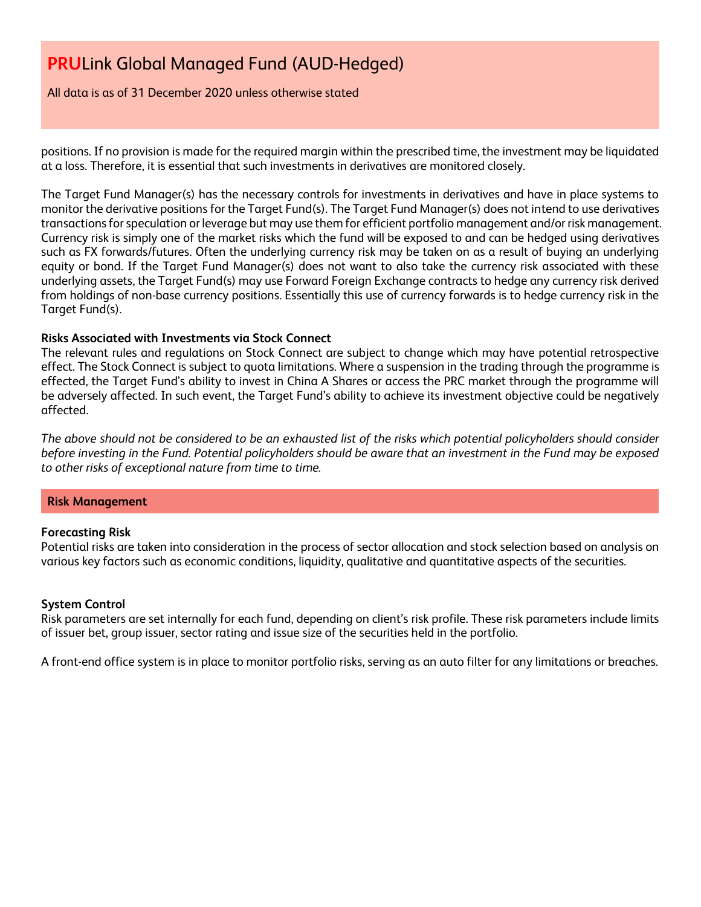positions. If no provision is made for the required margin within the prescribed time, the investment may be liquidated at a loss. Therefore, it is essential that such investments in derivatives are monitored closely.

The Target Fund Manager(s) has the necessary controls for investments in derivatives and have in place systems to monitor the derivative positions for the Target Fund(s). The Target Fund Manager(s) does not intend to use derivatives transactions for speculation or leverage but may use them for efficient portfolio management and/or risk management. Currency risk is simply one of the market risks which the fund will be exposed to and can be hedged using derivatives such as FX forwards/futures. Often the underlying currency risk may be taken on as a result of buying an underlying equity or bond. If the Target Fund Manager(s) does not want to also take the currency risk associated with these underlying assets, the Target Fund(s) may use Forward Foreign Exchange contracts to hedge any currency risk derived from holdings of non-base currency positions. Essentially this use of currency forwards is to hedge currency risk in the Target Fund(s).

**Risks Associated with Investments via Stock Connect**

The relevant rules and regulations on Stock Connect are subject to change which may have potential retrospective effect. The Stock Connect is subject to quota limitations. Where a suspension in the trading through the programme is effected, the Target Fund's ability to invest in China A Shares or access the PRC market through the programme will be adversely affected. In such event, the Target Fund's ability to achieve its investment objective could be negatively affected.

*The above should not be considered to be an exhausted list of the risks which potential policyholders should consider before investing in the Fund. Potential policyholders should be aware that an investment in the Fund may be exposed to other risks of exceptional nature from time to time.*

## Risk Management

**Forecasting Risk**

Potential risks are taken into consideration in the process of sector allocation and stock selection based on analysis on various key factors such as economic conditions, liquidity, qualitative and quantitative aspects of the securities.

**System Control**

Risk parameters are set internally for each fund, depending on client's risk profile. These risk parameters include limits of issuer bet, group issuer, sector rating and issue size of the securities held in the portfolio.

A front-end office system is in place to monitor portfolio risks, serving as an auto filter for any limitations or breaches.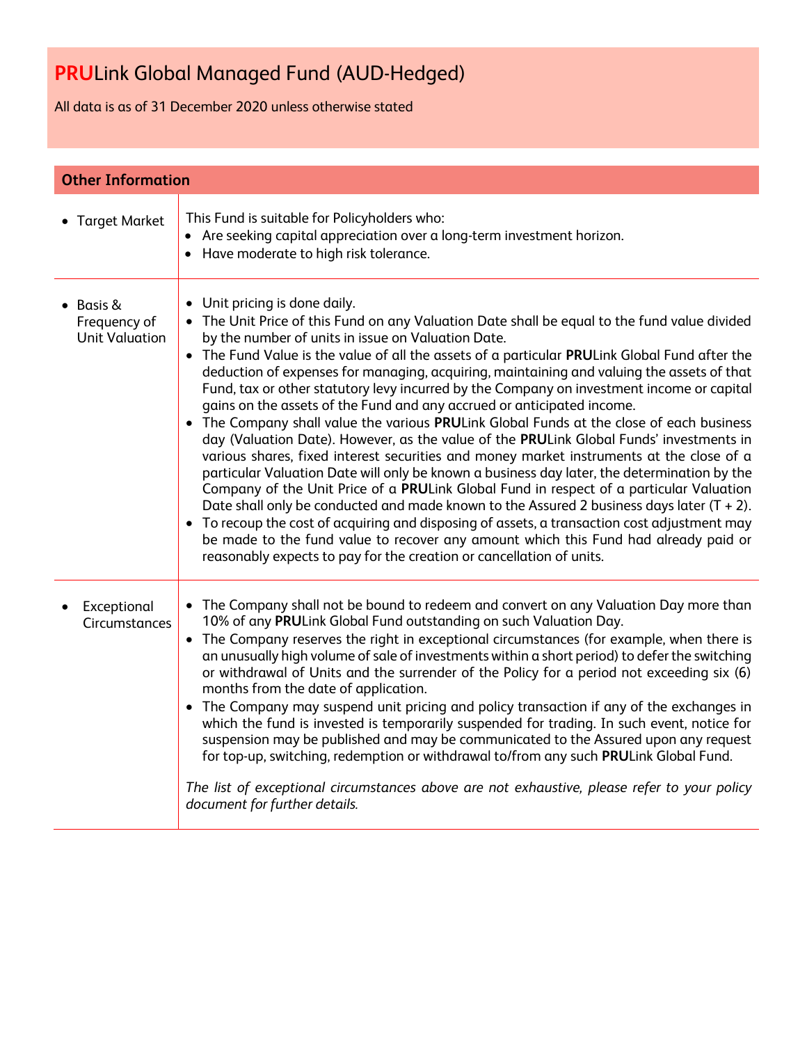# **PRU**Link Global Managed Fund (AUD-Hedged)

All data is as of 31 December 2020 unless otherwise stated

## Other Information

| | |
|---|---|
| • Target Market | This Fund is suitable for Policyholders who:<br>• Are seeking capital appreciation over a long-term investment horizon.<br>• Have moderate to high risk tolerance. |
| • Basis & Frequency of Unit Valuation | • Unit pricing is done daily.<br>• The Unit Price of this Fund on any Valuation Date shall be equal to the fund value divided by the number of units in issue on Valuation Date.<br>• The Fund Value is the value of all the assets of a particular **PRU**Link Global Fund after the deduction of expenses for managing, acquiring, maintaining and valuing the assets of that Fund, tax or other statutory levy incurred by the Company on investment income or capital gains on the assets of the Fund and any accrued or anticipated income.<br>• The Company shall value the various **PRU**Link Global Funds at the close of each business day (Valuation Date). However, as the value of the **PRU**Link Global Funds' investments in various shares, fixed interest securities and money market instruments at the close of a particular Valuation Date will only be known a business day later, the determination by the Company of the Unit Price of a **PRU**Link Global Fund in respect of a particular Valuation Date shall only be conducted and made known to the Assured 2 business days later (T + 2).<br>• To recoup the cost of acquiring and disposing of assets, a transaction cost adjustment may be made to the fund value to recover any amount which this Fund had already paid or reasonably expects to pay for the creation or cancellation of units. |
| • Exceptional Circumstances | • The Company shall not be bound to redeem and convert on any Valuation Day more than 10% of any **PRU**Link Global Fund outstanding on such Valuation Day.<br>• The Company reserves the right in exceptional circumstances (for example, when there is an unusually high volume of sale of investments within a short period) to defer the switching or withdrawal of Units and the surrender of the Policy for a period not exceeding six (6) months from the date of application.<br>• The Company may suspend unit pricing and policy transaction if any of the exchanges in which the fund is invested is temporarily suspended for trading. In such event, notice for suspension may be published and may be communicated to the Assured upon any request for top-up, switching, redemption or withdrawal to/from any such **PRU**Link Global Fund.<br><br>*The list of exceptional circumstances above are not exhaustive, please refer to your policy document for further details.* |